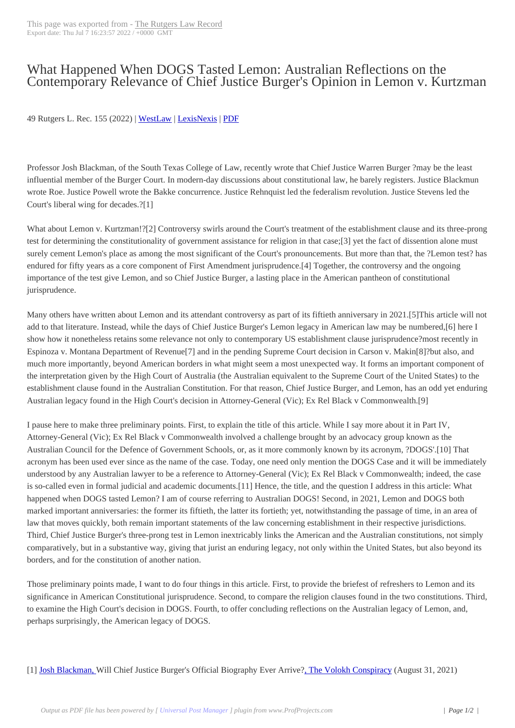# What Happened When DOGS Tasted Lemon: Australian Reflections on the Contemporary Relevance of Chief Justice Burger's Opinion in Lemon v. Kurtzman

49 Rutgers L. Rec. 155 (2022) | WestLaw | LexisNexis | PDF

Professor Josh Blackman, of the South Texas College of Law, recently wrote that Chief Justice Warren Burger ?may be the least influential member of the Burger Court. In modern-day discussions about constitutional law, he barely registers. Justice Blackmun wrote Roe. Justice Powell wrote the Bakke concurrence. Justice Rehnquist led the federalism revolution. Justice Stevens led the Court's liberal wing for decades.?[1]

What about Lemon v. Kurtzman!?[2] Controversy swirls around the Court's treatment of the establishment clause and its three-prong test for determining the constitutionality of government assistance for religion in that case;[3] yet the fact of dissention alone must surely cement Lemon's place as among the most significant of the Court's pronouncements. But more than that, the ?Lemon test? has endured for fifty years as a core component of First Amendment jurisprudence.[4] Together, the controversy and the ongoing importance of the test give Lemon, and so Chief Justice Burger, a lasting place in the American pantheon of constitutional jurisprudence.

Many others have written about Lemon and its attendant controversy as part of its fiftieth anniversary in 2021.[5]This article will not add to that literature. Instead, while the days of Chief Justice Burger's Lemon legacy in American law may be numbered,[6] here I show how it nonetheless retains some relevance not only to contemporary US establishment clause jurisprudence?most recently in Espinoza v. Montana Department of Revenue[7] and in the pending Supreme Court decision in Carson v. Makin[8]?but also, and much more importantly, beyond American borders in what might seem a most unexpected way. It forms an important component of the interpretation given by the High Court of Australia (the Australian equivalent to the Supreme Court of the United States) to the establishment clause found in the Australian Constitution. For that reason, Chief Justice Burger, and Lemon, has an odd yet enduring Australian legacy found in the High Court's decision in Attorney-General (Vic); Ex Rel Black v Commonwealth.[9]

I pause here to make three preliminary points. First, to explain the title of this article. While I say more about it in Part IV, Attorney-General (Vic); Ex Rel Black v Commonwealth involved a challenge brought by an advocacy group known as the Australian Council for the Defence of Government Schools, or, as it more commonly known by its acronym, ?DOGS'.[10] That acronym has been used ever since as the name of the case. Today, one need only mention the DOGS Case and it will be immediately understood by any Australian lawyer to be a reference to Attorney-General (Vic); Ex Rel Black v Commonwealth; indeed, the case is so-called even in formal judicial and academic documents.[11] Hence, the title, and the question I address in this article: What happened when DOGS tasted Lemon? I am of course referring to Australian DOGS! Second, in 2021, Lemon and DOGS both marked important anniversaries: the former its fiftieth, the latter its fortieth; yet, notwithstanding the passage of time, in an area of law that moves quickly, both remain important statements of the law concerning establishment in their respective jurisdictions. Third, Chief Justice Burger's three-prong test in Lemon inextricably links the American and the Australian constitutions, not simply comparatively, but in a substantive way, giving that jurist an enduring legacy, not only within the United States, but also beyond its borders, and for the constitution of another nation.

Those preliminary points made, I want to do four things in this article. First, to provide the briefest of refreshers to Lemon and its significance in American Constitutional jurisprudence. Second, to compare the religion clauses found in the two constitutions. Third, to examine the High Court's decision in DOGS. Fourth, to offer concluding reflections on the Australian legacy of Lemon, and, perhaps surprisingly, the American legacy of DOGS.

[1] Josh Blackman, Will Chief Justice Burger's Official Biography Ever Arrive?, The Volokh Conspiracy (August 31, 2021)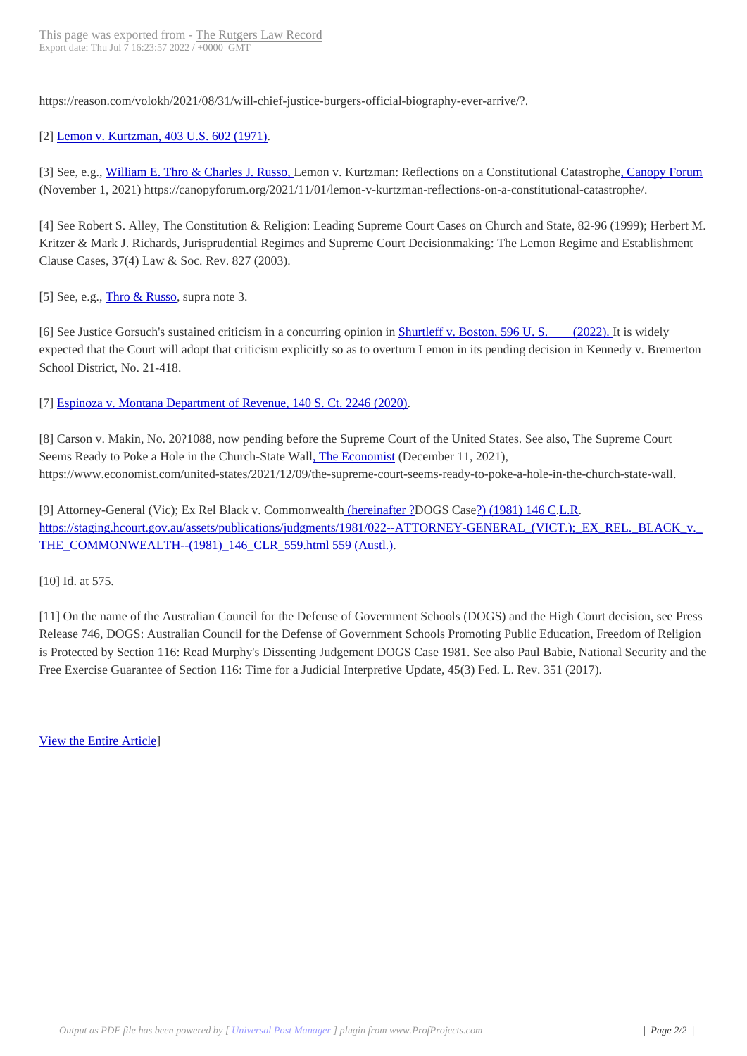https://reason.com/volokh/2021/08/31/will-chief-justice-burgers-official-biography-ever-arrive/?.

[2] Lemon v. Kurtzman, 403 U.S. 602 (1971).

[3] See, e.g., William E. Thro & Charles J. Russo, Lemon v. Kurtzman: Reflections on a Constitutional Catastrophe, Canopy Forum (November 1, 2021) https://canopyforum.org/2021/11/01/lemon-v-kurtzman-reflections-on-a-constitutional-catastrophe/.

[4] See Robert S. Alley, The Constitution & Religion: Leading Supreme Court Cases on Church and State, 82-96 (1999); Herbert M. Kritzer & Mark J. Richards, Jurisprudential Regimes and Supreme Court Decisionmaking: The Lemon Regime and Establishment Clause Cases, 37(4) Law & Soc. Rev. 827 (2003).

[5] See, e.g., Thro & Russo, supra note 3.

[6] See Justice Gorsuch's sustained criticism in a concurring opinion in Shurtleff v. Boston, 596 U. S. ___ (2022). It is widely expected that the Court will adopt that criticism explicitly so as to overturn Lemon in its pending decision in Kennedy v. Bremerton School District, No. 21-418.

[7] Espinoza v. Montana Department of Revenue, 140 S. Ct. 2246 (2020).

[8] Carson v. Makin, No. 20?1088, now pending before the Supreme Court of the United States. See also, The Supreme Court Seems Ready to Poke a Hole in the Church-State Wall, The Economist (December 11, 2021), https://www.economist.com/united-states/2021/12/09/the-supreme-court-seems-ready-to-poke-a-hole-in-the-church-state-wall.

[9] Attorney-General (Vic); Ex Rel Black v. Commonwealth (hereinafter ?DOGS Case?) (1981) 146 C.L.R. https://staging.hcourt.gov.au/assets/publications/judgments/1981/022--ATTORNEY-GENERAL_(VICT.);_EX_REL._BLACK_v._THE_COMMONWEALTH--(1981)_146_CLR_559.html 559 (Austl.).

[10] Id. at 575.

[11] On the name of the Australian Council for the Defense of Government Schools (DOGS) and the High Court decision, see Press Release 746, DOGS: Australian Council for the Defense of Government Schools Promoting Public Education, Freedom of Religion is Protected by Section 116: Read Murphy's Dissenting Judgement DOGS Case 1981. See also Paul Babie, National Security and the Free Exercise Guarantee of Section 116: Time for a Judicial Interpretive Update, 45(3) Fed. L. Rev. 351 (2017).

View the Entire Article]